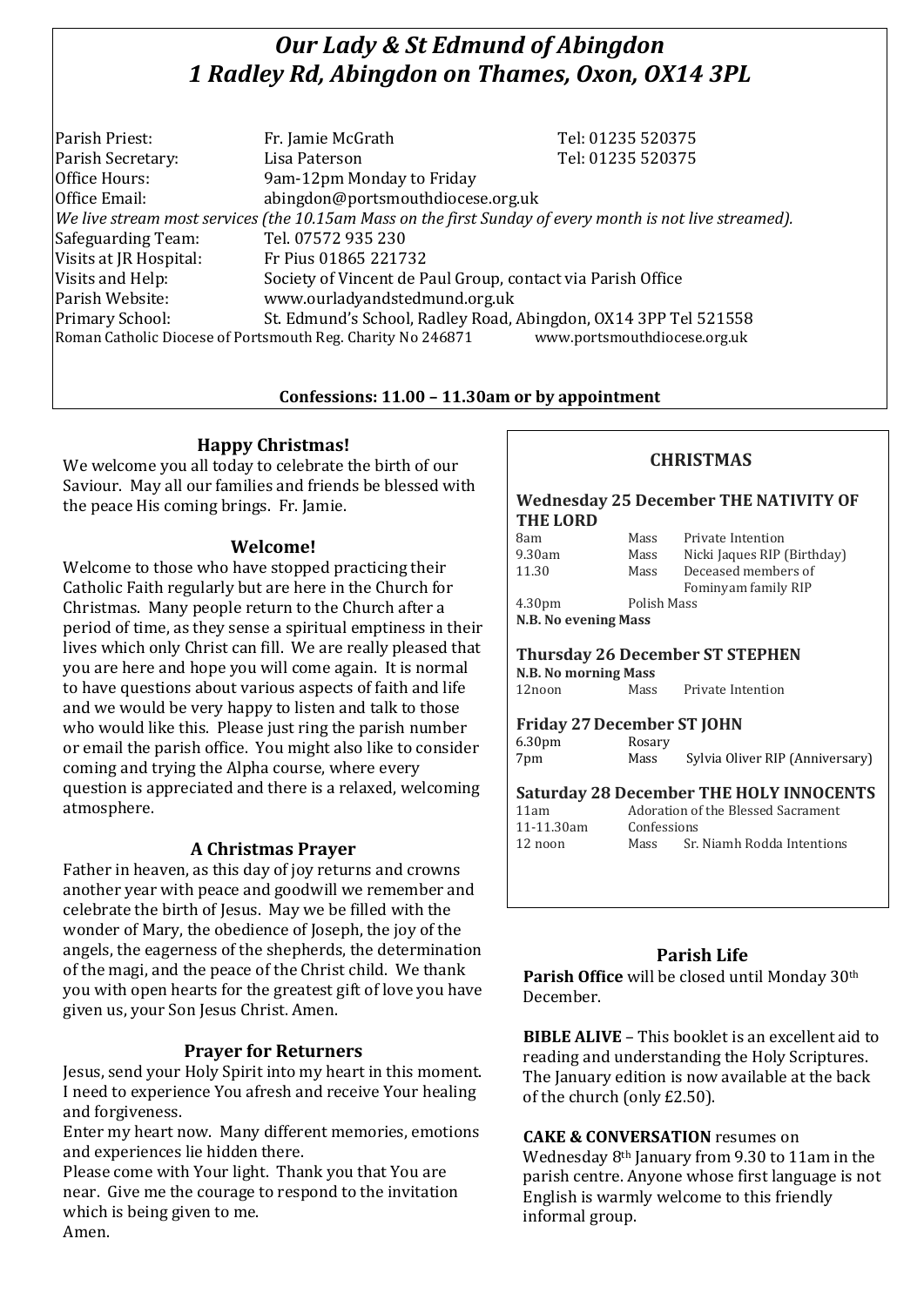# *Our Lady & St Edmund of Abingdon*
# *1 Radley Rd, Abingdon on Thames, Oxon, OX14 3PL*

| | | |
|---|---|---|
| Parish Priest: | Fr. Jamie McGrath | Tel: 01235 520375 |
| Parish Secretary: | Lisa Paterson | Tel: 01235 520375 |
| Office Hours: | 9am-12pm Monday to Friday | |
| Office Email: | abingdon@portsmouthdiocese.org.uk | |

*We live stream most services (the 10.15am Mass on the first Sunday of every month is not live streamed).*

| | |
|---|---|
| Safeguarding Team: | Tel. 07572 935 230 |
| Visits at JR Hospital: | Fr Pius 01865 221732 |
| Visits and Help: | Society of Vincent de Paul Group, contact via Parish Office |
| Parish Website: | www.ourladyandstedmund.org.uk |
| Primary School: | St. Edmund's School, Radley Road, Abingdon, OX14 3PP Tel 521558 |

Roman Catholic Diocese of Portsmouth Reg. Charity No 246871 www.portsmouthdiocese.org.uk

**Confessions: 11.00 – 11.30am or by appointment**

### Happy Christmas!

We welcome you all today to celebrate the birth of our Saviour. May all our families and friends be blessed with the peace His coming brings. Fr. Jamie.

### Welcome!

Welcome to those who have stopped practicing their Catholic Faith regularly but are here in the Church for Christmas. Many people return to the Church after a period of time, as they sense a spiritual emptiness in their lives which only Christ can fill. We are really pleased that you are here and hope you will come again. It is normal to have questions about various aspects of faith and life and we would be very happy to listen and talk to those who would like this. Please just ring the parish number or email the parish office. You might also like to consider coming and trying the Alpha course, where every question is appreciated and there is a relaxed, welcoming atmosphere.

### A Christmas Prayer

Father in heaven, as this day of joy returns and crowns another year with peace and goodwill we remember and celebrate the birth of Jesus. May we be filled with the wonder of Mary, the obedience of Joseph, the joy of the angels, the eagerness of the shepherds, the determination of the magi, and the peace of the Christ child. We thank you with open hearts for the greatest gift of love you have given us, your Son Jesus Christ. Amen.

### Prayer for Returners

Jesus, send your Holy Spirit into my heart in this moment. I need to experience You afresh and receive Your healing and forgiveness.

Enter my heart now. Many different memories, emotions and experiences lie hidden there.

Please come with Your light. Thank you that You are near. Give me the courage to respond to the invitation which is being given to me.

Amen.

## CHRISTMAS

**Wednesday 25 December THE NATIVITY OF THE LORD**

| | | |
|---|---|---|
| 8am | Mass | Private Intention |
| 9.30am | Mass | Nicki Jaques RIP (Birthday) |
| 11.30 | Mass | Deceased members of Fominyam family RIP |
| 4.30pm | Polish Mass | |

**N.B. No evening Mass**

**Thursday 26 December ST STEPHEN**

**N.B. No morning Mass**

| | | |
|---|---|---|
| 12noon | Mass | Private Intention |

**Friday 27 December ST JOHN**

| | | |
|---|---|---|
| 6.30pm | Rosary | |
| 7pm | Mass | Sylvia Oliver RIP (Anniversary) |

**Saturday 28 December THE HOLY INNOCENTS**

| | | |
|---|---|---|
| 11am | Adoration of the Blessed Sacrament | |
| 11-11.30am | Confessions | |
| 12 noon | Mass | Sr. Niamh Rodda Intentions |

### Parish Life

**Parish Office** will be closed until Monday 30th December.

**BIBLE ALIVE** – This booklet is an excellent aid to reading and understanding the Holy Scriptures. The January edition is now available at the back of the church (only £2.50).

**CAKE & CONVERSATION** resumes on Wednesday 8th January from 9.30 to 11am in the parish centre. Anyone whose first language is not English is warmly welcome to this friendly informal group.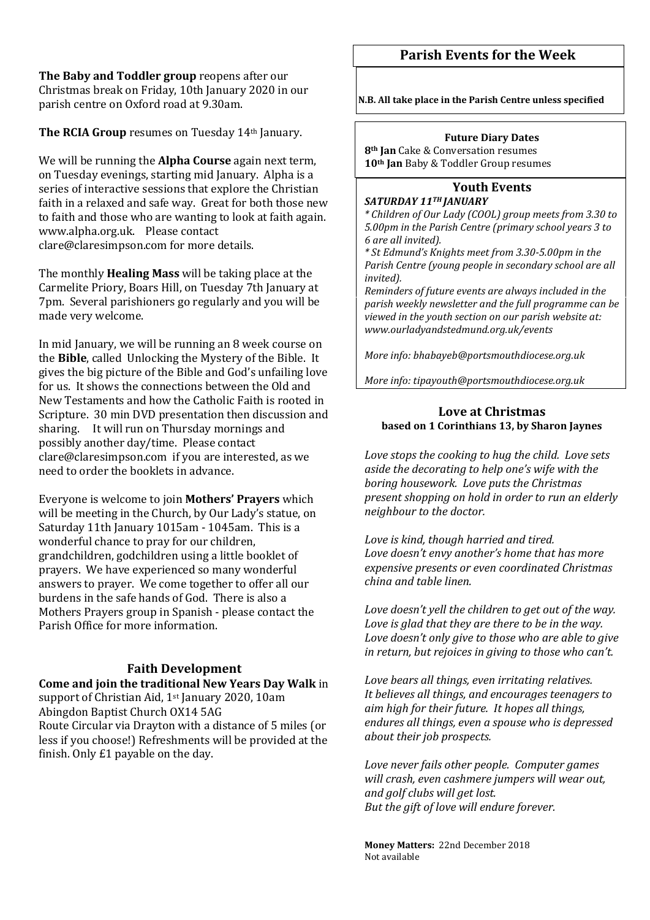**The Baby and Toddler group** reopens after our Christmas break on Friday, 10th January 2020 in our parish centre on Oxford road at 9.30am.

**The RCIA Group** resumes on Tuesday 14th January.

We will be running the **Alpha Course** again next term, on Tuesday evenings, starting mid January. Alpha is a series of interactive sessions that explore the Christian faith in a relaxed and safe way. Great for both those new to faith and those who are wanting to look at faith again. www.alpha.org.uk. Please contact clare@claresimpson.com for more details.

The monthly **Healing Mass** will be taking place at the Carmelite Priory, Boars Hill, on Tuesday 7th January at 7pm. Several parishioners go regularly and you will be made very welcome.

In mid January, we will be running an 8 week course on the **Bible**, called Unlocking the Mystery of the Bible. It gives the big picture of the Bible and God's unfailing love for us. It shows the connections between the Old and New Testaments and how the Catholic Faith is rooted in Scripture. 30 min DVD presentation then discussion and sharing. It will run on Thursday mornings and possibly another day/time. Please contact clare@claresimpson.com if you are interested, as we need to order the booklets in advance.

Everyone is welcome to join **Mothers' Prayers** which will be meeting in the Church, by Our Lady's statue, on Saturday 11th January 1015am - 1045am. This is a wonderful chance to pray for our children, grandchildren, godchildren using a little booklet of prayers. We have experienced so many wonderful answers to prayer. We come together to offer all our burdens in the safe hands of God. There is also a Mothers Prayers group in Spanish - please contact the Parish Office for more information.

## Faith Development

**Come and join the traditional New Years Day Walk** in support of Christian Aid, 1st January 2020, 10am Abingdon Baptist Church OX14 5AG
Route Circular via Drayton with a distance of 5 miles (or less if you choose!) Refreshments will be provided at the finish. Only £1 payable on the day.

## Parish Events for the Week

**N.B. All take place in the Parish Centre unless specified**

**Future Diary Dates**
**8th Jan** Cake & Conversation resumes
**10th Jan** Baby & Toddler Group resumes

### Youth Events

***SATURDAY 11TH JANUARY***

*\* Children of Our Lady (COOL) group meets from 3.30 to 5.00pm in the Parish Centre (primary school years 3 to 6 are all invited).*

*\* St Edmund's Knights meet from 3.30-5.00pm in the Parish Centre (young people in secondary school are all invited).*

*Reminders of future events are always included in the parish weekly newsletter and the full programme can be viewed in the youth section on our parish website at: www.ourladyandstedmund.org.uk/events*

*More info: bhabayeb@portsmouthdiocese.org.uk*

*More info: tipayouth@portsmouthdiocese.org.uk*

### Love at Christmas
**based on 1 Corinthians 13, by Sharon Jaynes**

*Love stops the cooking to hug the child. Love sets aside the decorating to help one's wife with the boring housework. Love puts the Christmas present shopping on hold in order to run an elderly neighbour to the doctor.*

*Love is kind, though harried and tired.*
*Love doesn't envy another's home that has more expensive presents or even coordinated Christmas china and table linen.*

*Love doesn't yell the children to get out of the way. Love is glad that they are there to be in the way. Love doesn't only give to those who are able to give in return, but rejoices in giving to those who can't.*

*Love bears all things, even irritating relatives. It believes all things, and encourages teenagers to aim high for their future. It hopes all things, endures all things, even a spouse who is depressed about their job prospects.*

*Love never fails other people. Computer games will crash, even cashmere jumpers will wear out, and golf clubs will get lost.*
*But the gift of love will endure forever.*

**Money Matters:** 22nd December 2018
Not available